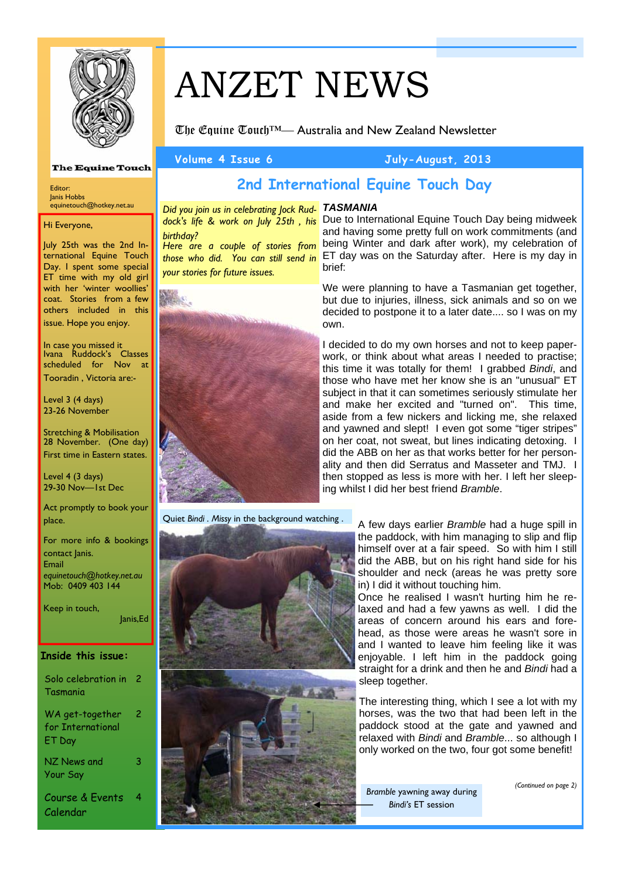# ANZET NEWS

The Equine Touch™— Australia and New Zealand Newsletter

**Volume 4 Issue 6** — **July-August, 2013**

The Equine Touch

Editor:
Janis Hobbs
equinetouch@hotkey.net.au

Hi Everyone,

July 25th was the 2nd International Equine Touch Day. I spent some special ET time with my old girl with her 'winter woollies' coat. Stories from a few others included in this issue. Hope you enjoy.

In case you missed it Ivana Ruddock's Classes scheduled for Nov at Tooradin , Victoria are:-

Level 3 (4 days)
23-26 November

Stretching & Mobilisation
28 November. (One day)
First time in Eastern states.

Level 4 (3 days)
29-30 Nov—1st Dec

Act promptly to book your place.

For more info & bookings contact Janis.
Email
*equinetouch@hotkey.net.au*
Mob: 0409 403 144

Keep in touch,

Janis,Ed

**Inside this issue:**

| | |
|---|---|
| Solo celebration in Tasmania | 2 |
| WA get-together for International ET Day | 2 |
| NZ News and Your Say | 3 |
| Course & Events Calendar | 4 |

## 2nd International Equine Touch Day

*Did you join us in celebrating Jock Ruddock's life & work on July 25th , his birthday?*
*Here are a couple of stories from those who did. You can still send in your stories for future issues.*

***TASMANIA***

Due to International Equine Touch Day being midweek and having some pretty full on work commitments (and being Winter and dark after work), my celebration of ET day was on the Saturday after. Here is my day in brief:

We were planning to have a Tasmanian get together, but due to injuries, illness, sick animals and so on we decided to postpone it to a later date.... so I was on my own.

I decided to do my own horses and not to keep paperwork, or think about what areas I needed to practise; this time it was totally for them! I grabbed *Bindi*, and those who have met her know she is an "unusual" ET subject in that it can sometimes seriously stimulate her and make her excited and "turned on". This time, aside from a few nickers and licking me, she relaxed and yawned and slept! I even got some "tiger stripes" on her coat, not sweat, but lines indicating detoxing. I did the ABB on her as that works better for her personality and then did Serratus and Masseter and TMJ. I then stopped as less is more with her. I left her sleeping whilst I did her best friend *Bramble*.

Quiet *Bindi* . *Missy* in the background watching .

A few days earlier *Bramble* had a huge spill in the paddock, with him managing to slip and flip himself over at a fair speed. So with him I still did the ABB, but on his right hand side for his shoulder and neck (areas he was pretty sore in) I did it without touching him.
Once he realised I wasn't hurting him he relaxed and had a few yawns as well. I did the areas of concern around his ears and forehead, as those were areas he wasn't sore in and I wanted to leave him feeling like it was enjoyable. I left him in the paddock going straight for a drink and then he and *Bindi* had a sleep together.

The interesting thing, which I see a lot with my horses, was the two that had been left in the paddock stood at the gate and yawned and relaxed with *Bindi* and *Bramble*... so although I only worked on the two, four got some benefit!

*Bramble* yawning away during *Bindi's* ET session

*(Continued on page 2)*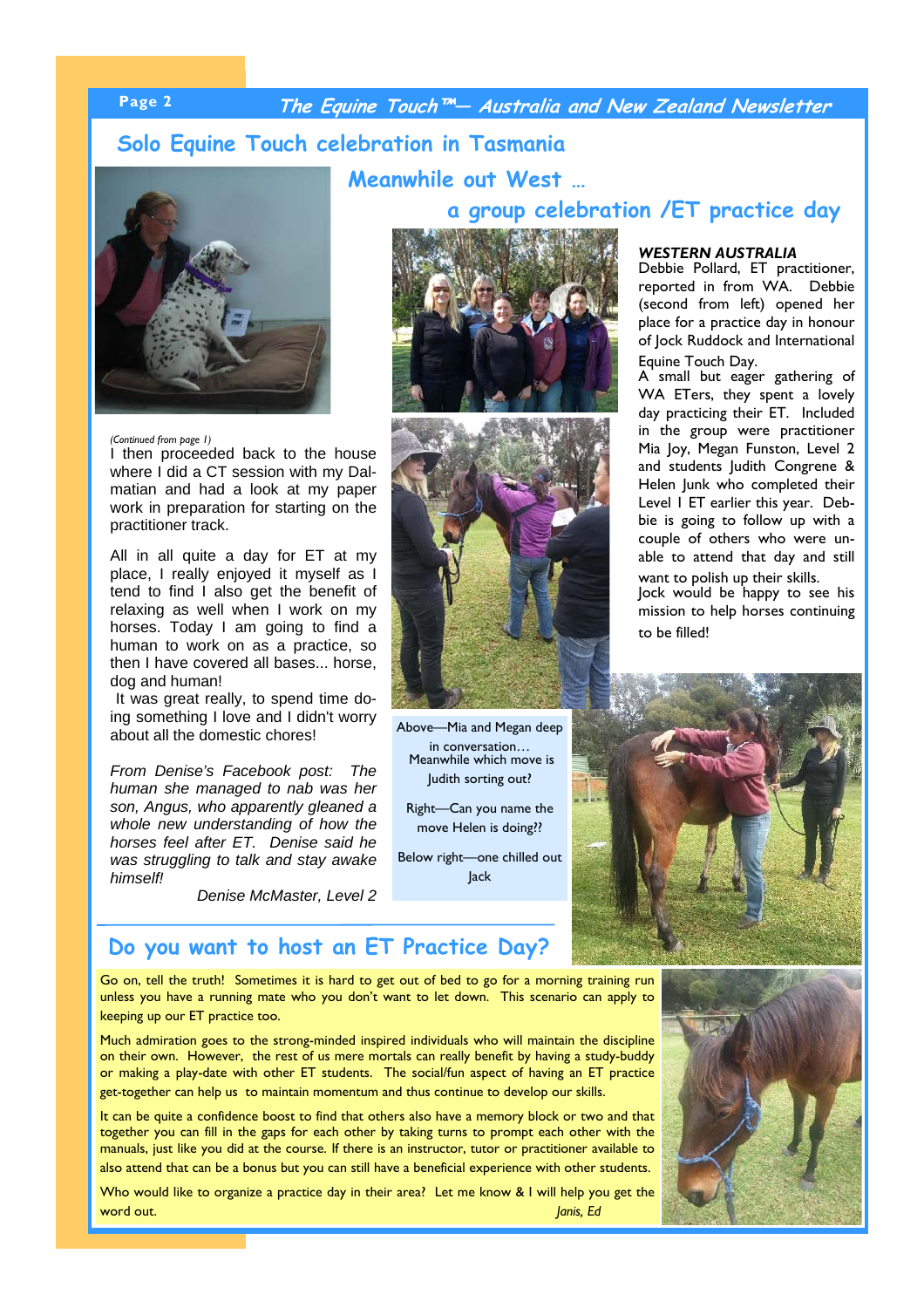## Solo Equine Touch celebration in Tasmania

*(Continued from page 1)*

I then proceeded back to the house where I did a CT session with my Dalmatian and had a look at my paper work in preparation for starting on the practitioner track.

All in all quite a day for ET at my place, I really enjoyed it myself as I tend to find I also get the benefit of relaxing as well when I work on my horses. Today I am going to find a human to work on as a practice, so then I have covered all bases... horse, dog and human!

It was great really, to spend time doing something I love and I didn't worry about all the domestic chores!

*From Denise's Facebook post: The human she managed to nab was her son, Angus, who apparently gleaned a whole new understanding of how the horses feel after ET. Denise said he was struggling to talk and stay awake himself!*

Denise McMaster, Level 2

## Meanwhile out West …

## a group celebration /ET practice day

***WESTERN AUSTRALIA***

Debbie Pollard, ET practitioner, reported in from WA. Debbie (second from left) opened her place for a practice day in honour of Jock Ruddock and International Equine Touch Day.

A small but eager gathering of WA ETers, they spent a lovely day practicing their ET. Included in the group were practitioner Mia Joy, Megan Funston, Level 2 and students Judith Congrene & Helen Junk who completed their Level I ET earlier this year. Debbie is going to follow up with a couple of others who were unable to attend that day and still want to polish up their skills.

Jock would be happy to see his mission to help horses continuing to be filled!

Above—Mia and Megan deep in conversation… Meanwhile which move is Judith sorting out?

Right—Can you name the move Helen is doing??

Below right—one chilled out Jack

## Do you want to host an ET Practice Day?

Go on, tell the truth! Sometimes it is hard to get out of bed to go for a morning training run unless you have a running mate who you don't want to let down. This scenario can apply to keeping up our ET practice too.

Much admiration goes to the strong-minded inspired individuals who will maintain the discipline on their own. However, the rest of us mere mortals can really benefit by having a study-buddy or making a play-date with other ET students. The social/fun aspect of having an ET practice get-together can help us to maintain momentum and thus continue to develop our skills.

It can be quite a confidence boost to find that others also have a memory block or two and that together you can fill in the gaps for each other by taking turns to prompt each other with the manuals, just like you did at the course. If there is an instructor, tutor or practitioner available to also attend that can be a bonus but you can still have a beneficial experience with other students.

Who would like to organize a practice day in their area? Let me know & I will help you get the word out. *Janis, Ed*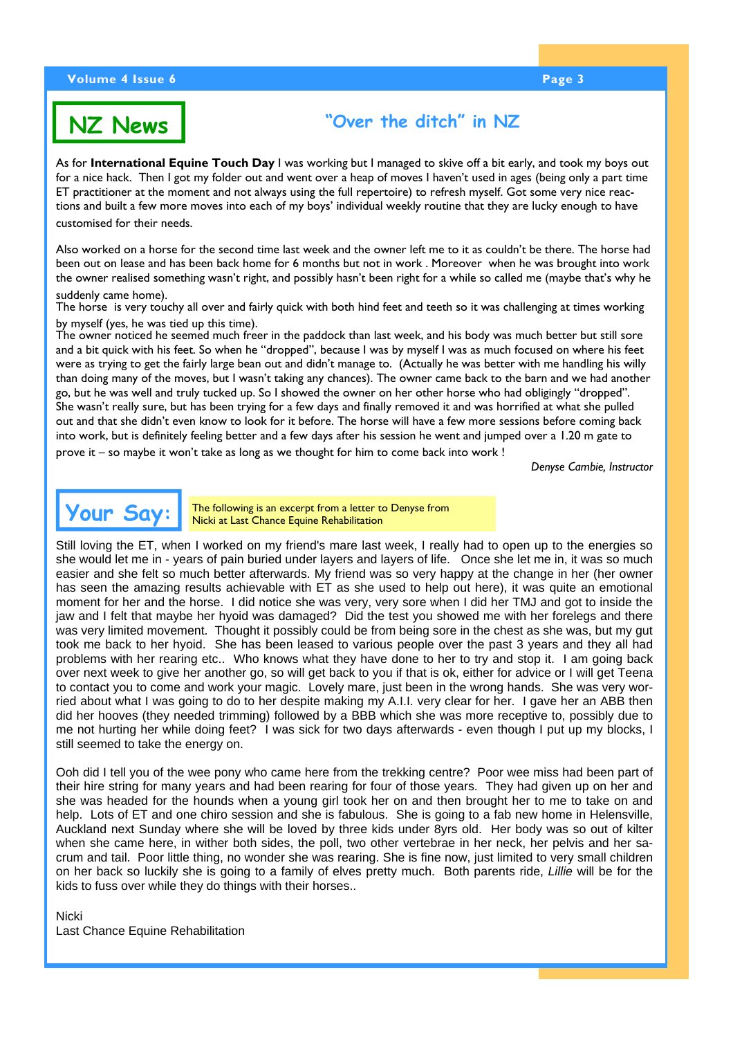## NZ News

### "Over the ditch" in NZ

As for **International Equine Touch Day** I was working but I managed to skive off a bit early, and took my boys out for a nice hack. Then I got my folder out and went over a heap of moves I haven't used in ages (being only a part time ET practitioner at the moment and not always using the full repertoire) to refresh myself. Got some very nice reactions and built a few more moves into each of my boys' individual weekly routine that they are lucky enough to have customised for their needs.

Also worked on a horse for the second time last week and the owner left me to it as couldn't be there. The horse had been out on lease and has been back home for 6 months but not in work . Moreover when he was brought into work the owner realised something wasn't right, and possibly hasn't been right for a while so called me (maybe that's why he suddenly came home).

The horse is very touchy all over and fairly quick with both hind feet and teeth so it was challenging at times working by myself (yes, he was tied up this time).

The owner noticed he seemed much freer in the paddock than last week, and his body was much better but still sore and a bit quick with his feet. So when he "dropped", because I was by myself I was as much focused on where his feet were as trying to get the fairly large bean out and didn't manage to. (Actually he was better with me handling his willy than doing many of the moves, but I wasn't taking any chances). The owner came back to the barn and we had another go, but he was well and truly tucked up. So I showed the owner on her other horse who had obligingly "dropped". She wasn't really sure, but has been trying for a few days and finally removed it and was horrified at what she pulled out and that she didn't even know to look for it before. The horse will have a few more sessions before coming back into work, but is definitely feeling better and a few days after his session he went and jumped over a 1.20 m gate to prove it – so maybe it won't take as long as we thought for him to come back into work !

*Denyse Cambie, Instructor*

## Your Say:

The following is an excerpt from a letter to Denyse from Nicki at Last Chance Equine Rehabilitation

Still loving the ET, when I worked on my friend's mare last week, I really had to open up to the energies so she would let me in - years of pain buried under layers and layers of life. Once she let me in, it was so much easier and she felt so much better afterwards. My friend was so very happy at the change in her (her owner has seen the amazing results achievable with ET as she used to help out here), it was quite an emotional moment for her and the horse. I did notice she was very, very sore when I did her TMJ and got to inside the jaw and I felt that maybe her hyoid was damaged? Did the test you showed me with her forelegs and there was very limited movement. Thought it possibly could be from being sore in the chest as she was, but my gut took me back to her hyoid. She has been leased to various people over the past 3 years and they all had problems with her rearing etc.. Who knows what they have done to her to try and stop it. I am going back over next week to give her another go, so will get back to you if that is ok, either for advice or I will get Teena to contact you to come and work your magic. Lovely mare, just been in the wrong hands. She was very worried about what I was going to do to her despite making my A.I.I. very clear for her. I gave her an ABB then did her hooves (they needed trimming) followed by a BBB which she was more receptive to, possibly due to me not hurting her while doing feet? I was sick for two days afterwards - even though I put up my blocks, I still seemed to take the energy on.

Ooh did I tell you of the wee pony who came here from the trekking centre? Poor wee miss had been part of their hire string for many years and had been rearing for four of those years. They had given up on her and she was headed for the hounds when a young girl took her on and then brought her to me to take on and help. Lots of ET and one chiro session and she is fabulous. She is going to a fab new home in Helensville, Auckland next Sunday where she will be loved by three kids under 8yrs old. Her body was so out of kilter when she came here, in wither both sides, the poll, two other vertebrae in her neck, her pelvis and her sacrum and tail. Poor little thing, no wonder she was rearing. She is fine now, just limited to very small children on her back so luckily she is going to a family of elves pretty much. Both parents ride, *Lillie* will be for the kids to fuss over while they do things with their horses..

Nicki
Last Chance Equine Rehabilitation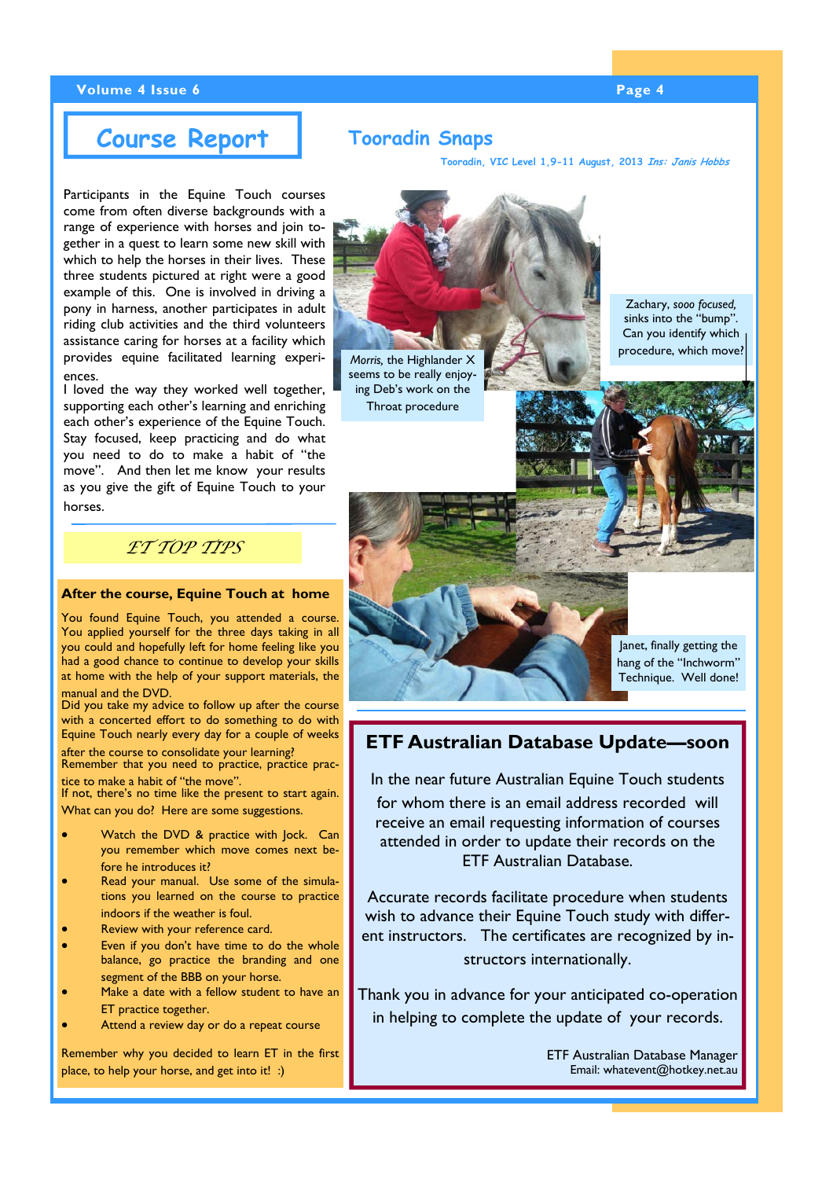# Course Report

Participants in the Equine Touch courses come from often diverse backgrounds with a range of experience with horses and join together in a quest to learn some new skill with which to help the horses in their lives. These three students pictured at right were a good example of this. One is involved in driving a pony in harness, another participates in adult riding club activities and the third volunteers assistance caring for horses at a facility which provides equine facilitated learning experiences.

I loved the way they worked well together, supporting each other's learning and enriching each other's experience of the Equine Touch. Stay focused, keep practicing and do what you need to do to make a habit of "the move". And then let me know your results as you give the gift of Equine Touch to your horses.

## *ET TOP TIPS*

### After the course, Equine Touch at home

You found Equine Touch, you attended a course. You applied yourself for the three days taking in all you could and hopefully left for home feeling like you had a good chance to continue to develop your skills at home with the help of your support materials, the manual and the DVD.

Did you take my advice to follow up after the course with a concerted effort to do something to do with Equine Touch nearly every day for a couple of weeks after the course to consolidate your learning?

Remember that you need to practice, practice practice to make a habit of "the move".

If not, there's no time like the present to start again.

What can you do? Here are some suggestions.

- Watch the DVD & practice with Jock. Can you remember which move comes next before he introduces it?
- Read your manual. Use some of the simulations you learned on the course to practice indoors if the weather is foul.
- Review with your reference card.
- Even if you don't have time to do the whole balance, go practice the branding and one segment of the BBB on your horse.
- Make a date with a fellow student to have an ET practice together.
- Attend a review day or do a repeat course

Remember why you decided to learn ET in the first place, to help your horse, and get into it! :)

# Tooradin Snaps

Tooradin, VIC Level 1,9-11 August, 2013 *Ins: Janis Hobbs*

*Morris*, the Highlander X seems to be really enjoying Deb's work on the Throat procedure

Zachary, *sooo focused*, sinks into the "bump". Can you identify which procedure, which move?

Janet, finally getting the hang of the "Inchworm" Technique. Well done!

## ETF Australian Database Update—soon

In the near future Australian Equine Touch students for whom there is an email address recorded will receive an email requesting information of courses attended in order to update their records on the ETF Australian Database.

Accurate records facilitate procedure when students wish to advance their Equine Touch study with different instructors. The certificates are recognized by instructors internationally.

Thank you in advance for your anticipated co-operation in helping to complete the update of your records.

ETF Australian Database Manager
Email: whatevent@hotkey.net.au